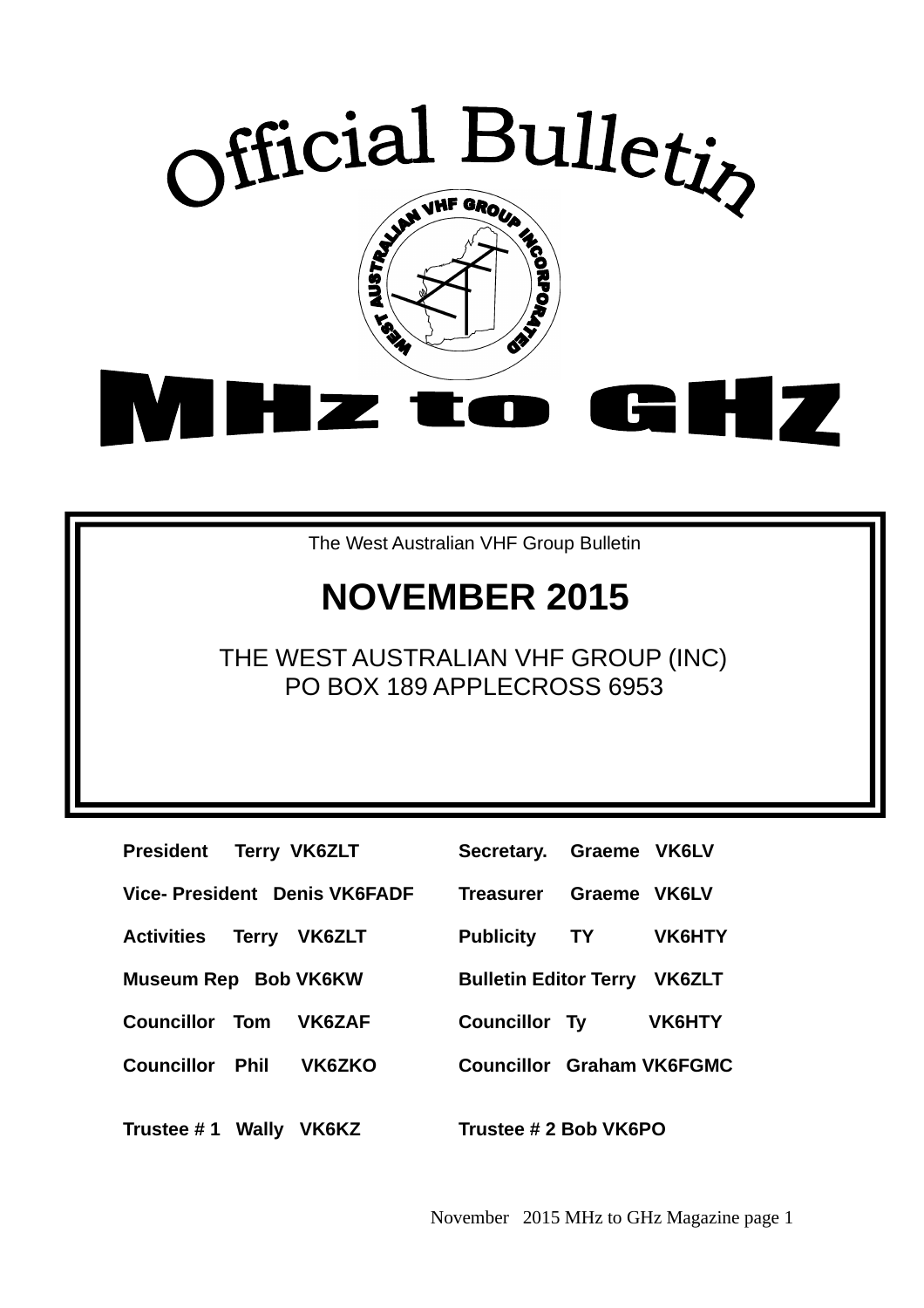# Official Bulletin

WEST AUSTRALIAN VHF GROUP INCORPORATED

# MHz to GHZ

The West Australian VHF Group Bulletin

## NOVEMBER 2015

THE WEST AUSTRALIAN VHF GROUP (INC)
PO BOX 189 APPLECROSS 6953

| | |
|---|---|
| **President Terry VK6ZLT** | **Secretary. Graeme VK6LV** |
| **Vice- President Denis VK6FADF** | **Treasurer Graeme VK6LV** |
| **Activities Terry VK6ZLT** | **Publicity TY VK6HTY** |
| **Museum Rep Bob VK6KW** | **Bulletin Editor Terry VK6ZLT** |
| **Councillor Tom VK6ZAF** | **Councillor Ty VK6HTY** |
| **Councillor Phil VK6ZKO** | **Councillor Graham VK6FGMC** |
| **Trustee # 1 Wally VK6KZ** | **Trustee # 2 Bob VK6PO** |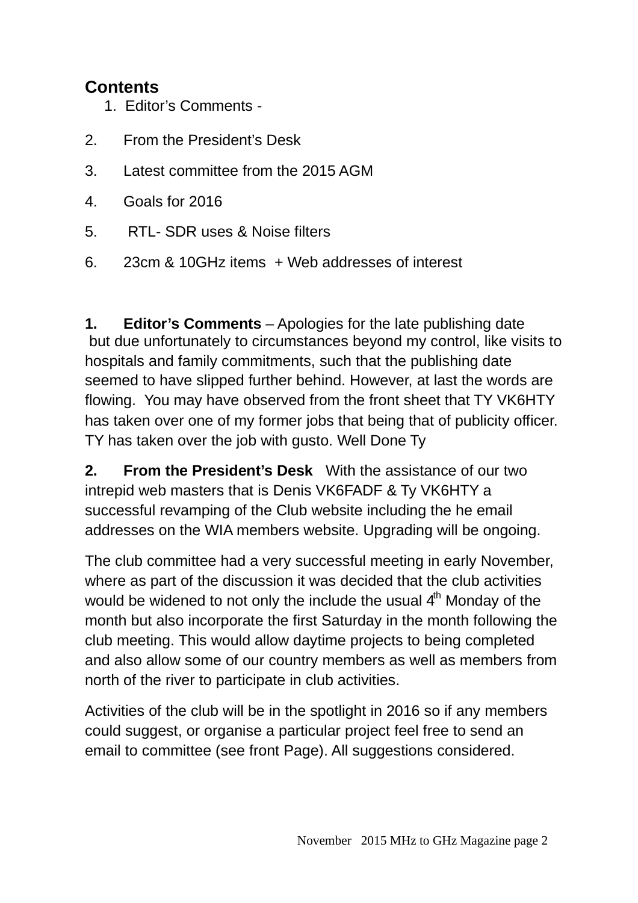## Contents

1. Editor’s Comments -
2. From the President’s Desk
3. Latest committee from the 2015 AGM
4. Goals for 2016
5. RTL- SDR uses & Noise filters
6. 23cm & 10GHz items + Web addresses of interest

**1. Editor’s Comments** – Apologies for the late publishing date but due unfortunately to circumstances beyond my control, like visits to hospitals and family commitments, such that the publishing date seemed to have slipped further behind. However, at last the words are flowing. You may have observed from the front sheet that TY VK6HTY has taken over one of my former jobs that being that of publicity officer. TY has taken over the job with gusto. Well Done Ty

**2. From the President’s Desk** With the assistance of our two intrepid web masters that is Denis VK6FADF & Ty VK6HTY a successful revamping of the Club website including the he email addresses on the WIA members website. Upgrading will be ongoing.

The club committee had a very successful meeting in early November, where as part of the discussion it was decided that the club activities would be widened to not only the include the usual 4th Monday of the month but also incorporate the first Saturday in the month following the club meeting. This would allow daytime projects to being completed and also allow some of our country members as well as members from north of the river to participate in club activities.

Activities of the club will be in the spotlight in 2016 so if any members could suggest, or organise a particular project feel free to send an email to committee (see front Page). All suggestions considered.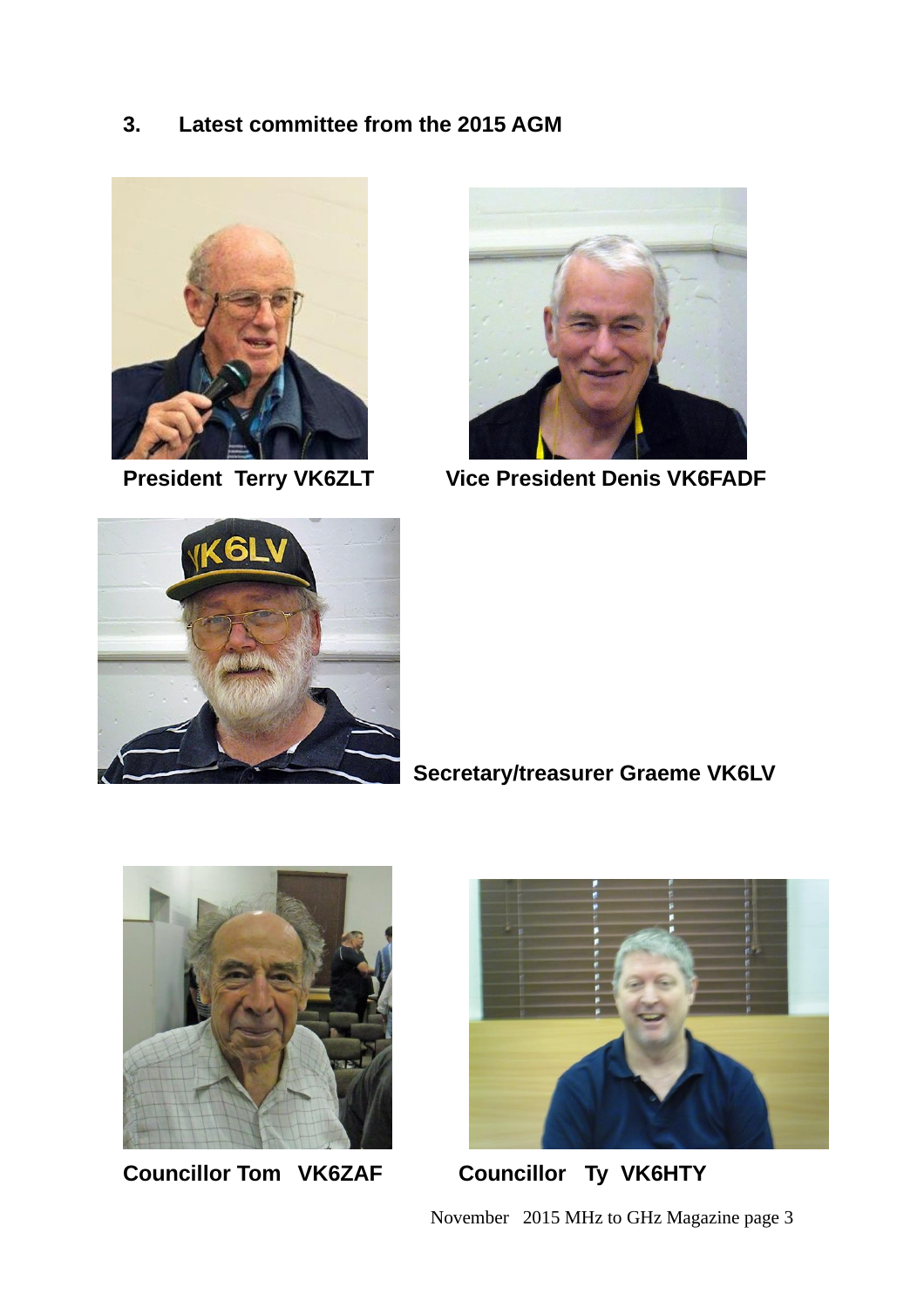## 3. Latest committee from the 2015 AGM

**President Terry VK6ZLT**

**Vice President Denis VK6FADF**

**Secretary/treasurer Graeme VK6LV**

**Councillor Tom VK6ZAF**

**Councillor Ty VK6HTY**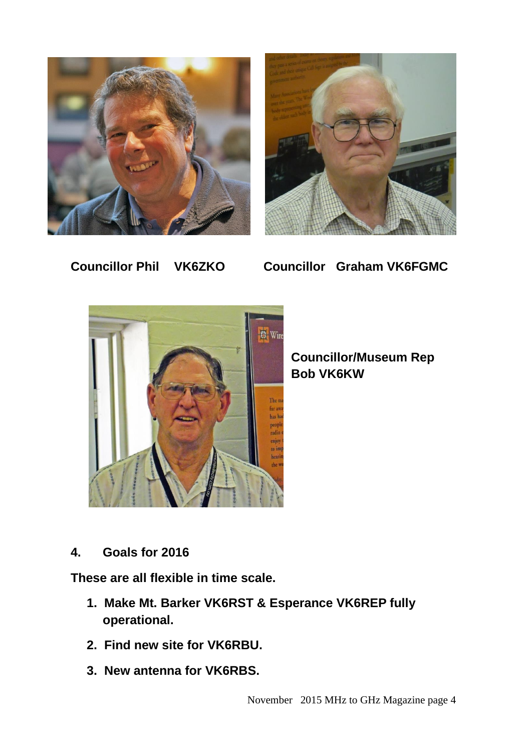**Councillor Phil VK6ZKO**

**Councillor Graham VK6FGMC**

**Councillor/Museum Rep Bob VK6KW**

## 4. Goals for 2016

**These are all flexible in time scale.**

1. **Make Mt. Barker VK6RST & Esperance VK6REP fully operational.**
2. **Find new site for VK6RBU.**
3. **New antenna for VK6RBS.**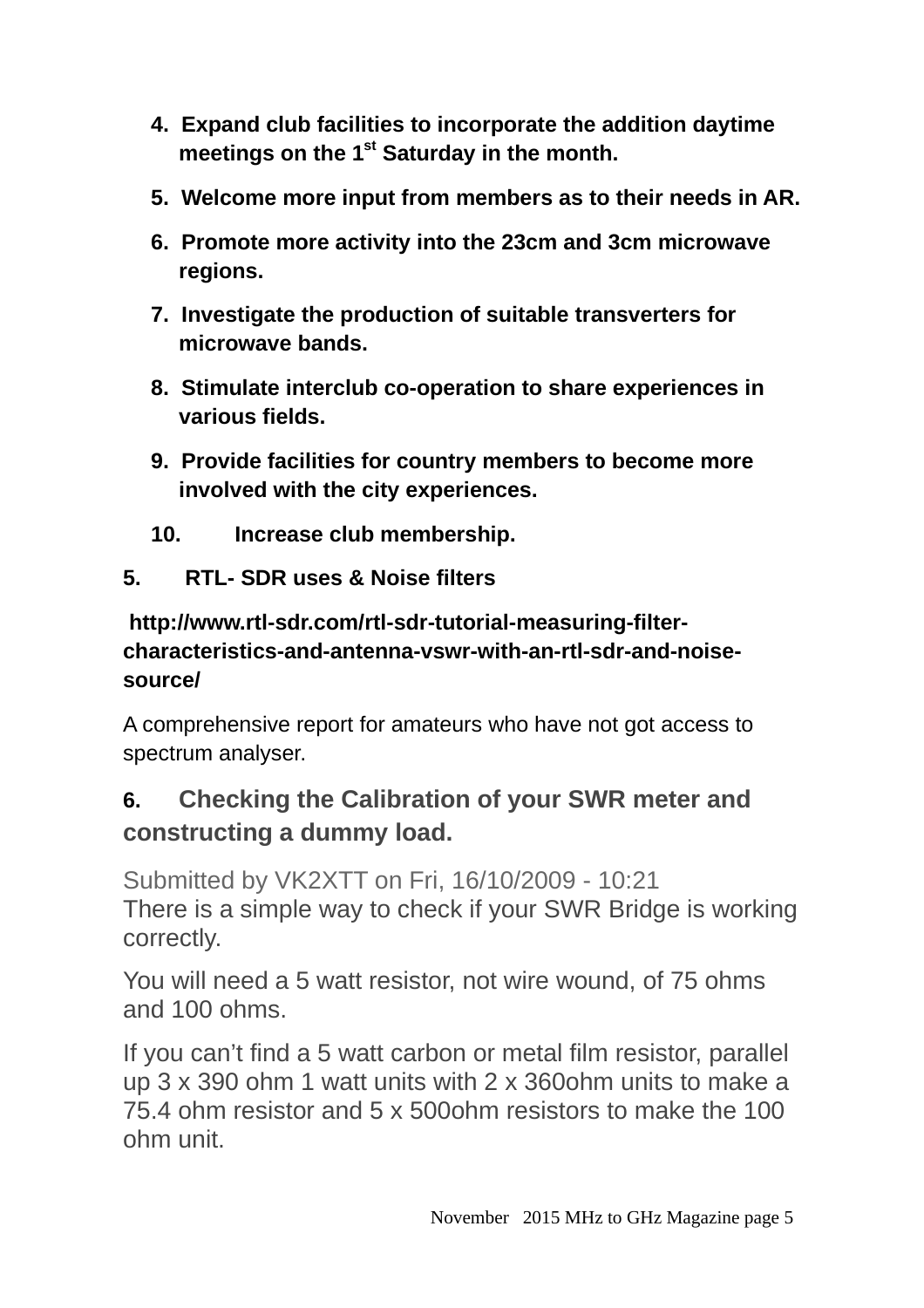4. **Expand club facilities to incorporate the addition daytime meetings on the 1st Saturday in the month.**
5. **Welcome more input from members as to their needs in AR.**
6. **Promote more activity into the 23cm and 3cm microwave regions.**
7. **Investigate the production of suitable transverters for microwave bands.**
8. **Stimulate interclub co-operation to share experiences in various fields.**
9. **Provide facilities for country members to become more involved with the city experiences.**
10. **Increase club membership.**

**5. RTL- SDR uses & Noise filters**

**http://www.rtl-sdr.com/rtl-sdr-tutorial-measuring-filter-characteristics-and-antenna-vswr-with-an-rtl-sdr-and-noise-source/**

A comprehensive report for amateurs who have not got access to spectrum analyser.

**6. Checking the Calibration of your SWR meter and constructing a dummy load.**

Submitted by VK2XTT on Fri, 16/10/2009 - 10:21
There is a simple way to check if your SWR Bridge is working correctly.

You will need a 5 watt resistor, not wire wound, of 75 ohms and 100 ohms.

If you can't find a 5 watt carbon or metal film resistor, parallel up 3 x 390 ohm 1 watt units with 2 x 360ohm units to make a 75.4 ohm resistor and 5 x 500ohm resistors to make the 100 ohm unit.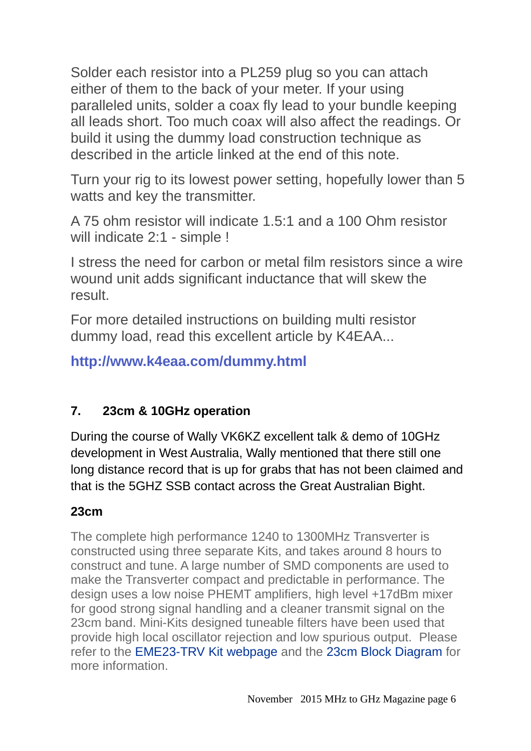Solder each resistor into a PL259 plug so you can attach either of them to the back of your meter. If your using paralleled units, solder a coax fly lead to your bundle keeping all leads short. Too much coax will also affect the readings. Or build it using the dummy load construction technique as described in the article linked at the end of this note.

Turn your rig to its lowest power setting, hopefully lower than 5 watts and key the transmitter.

A 75 ohm resistor will indicate 1.5:1 and a 100 Ohm resistor will indicate 2:1 - simple !

I stress the need for carbon or metal film resistors since a wire wound unit adds significant inductance that will skew the result.

For more detailed instructions on building multi resistor dummy load, read this excellent article by K4EAA...

**http://www.k4eaa.com/dummy.html**

## 7. 23cm & 10GHz operation

During the course of Wally VK6KZ excellent talk & demo of 10GHz development in West Australia, Wally mentioned that there still one long distance record that is up for grabs that has not been claimed and that is the 5GHZ SSB contact across the Great Australian Bight.

### 23cm

The complete high performance 1240 to 1300MHz Transverter is constructed using three separate Kits, and takes around 8 hours to construct and tune. A large number of SMD components are used to make the Transverter compact and predictable in performance. The design uses a low noise PHEMT amplifiers, high level +17dBm mixer for good strong signal handling and a cleaner transmit signal on the 23cm band. Mini-Kits designed tuneable filters have been used that provide high local oscillator rejection and low spurious output. Please refer to the EME23-TRV Kit webpage and the 23cm Block Diagram for more information.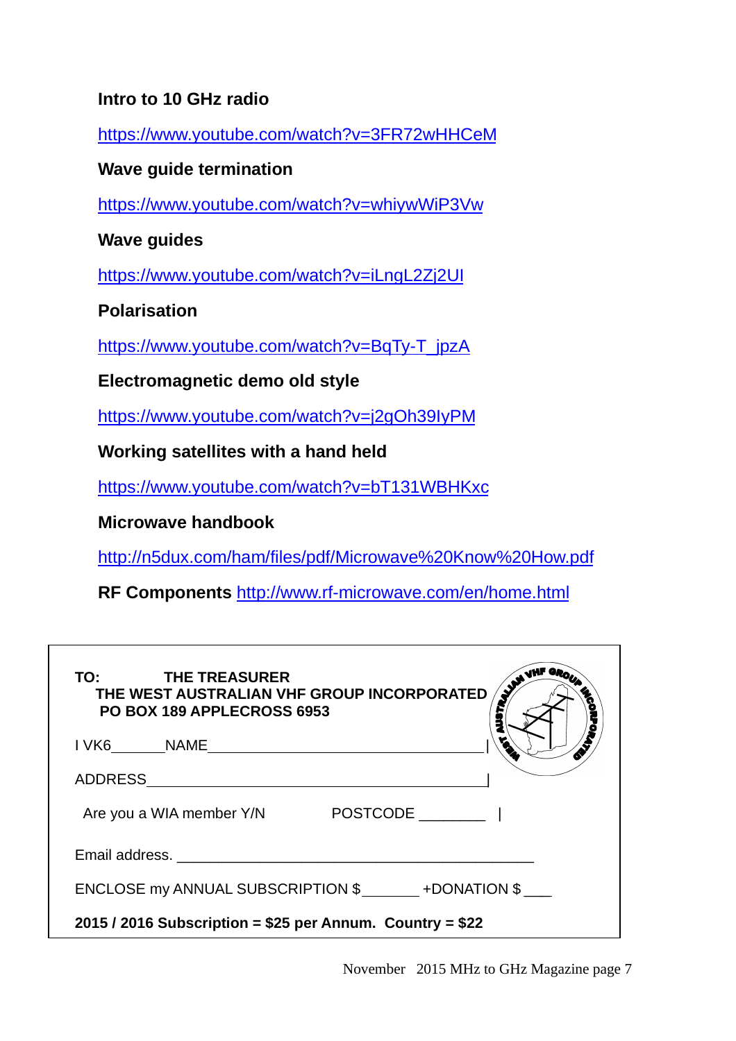**Intro to 10 GHz radio**

https://www.youtube.com/watch?v=3FR72wHHCeM

**Wave guide termination**

https://www.youtube.com/watch?v=whiywWiP3Vw

**Wave guides**

https://www.youtube.com/watch?v=iLngL2Zj2UI

**Polarisation**

https://www.youtube.com/watch?v=BqTy-T_jpzA

**Electromagnetic demo old style**

https://www.youtube.com/watch?v=j2gOh39IyPM

**Working satellites with a hand held**

https://www.youtube.com/watch?v=bT131WBHKxc

**Microwave handbook**

http://n5dux.com/ham/files/pdf/Microwave%20Know%20How.pdf

**RF Components** http://www.rf-microwave.com/en/home.html

---

**TO: THE TREASURER**
**THE WEST AUSTRALIAN VHF GROUP INCORPORATED**
**PO BOX 189 APPLECROSS 6953**

I VK6______NAME________________________________________

ADDRESS________________________________________________

Are you a WIA member Y/N POSTCODE ________

Email address. _________________________________________

ENCLOSE my ANNUAL SUBSCRIPTION $_______ +DONATION $___

**2015 / 2016 Subscription = $25 per Annum. Country = $22**